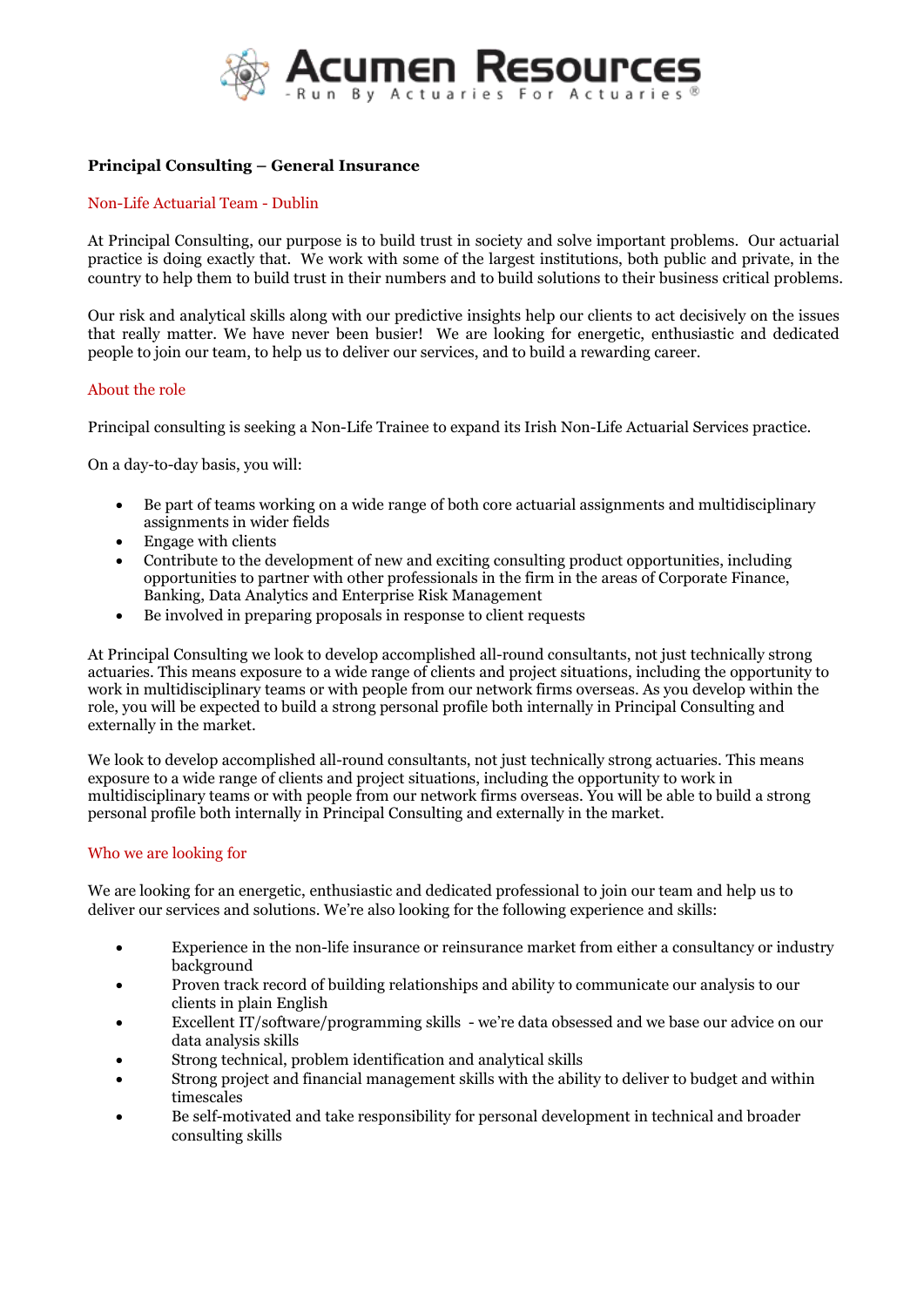Acumen Resources

-Run By Actuaries For Actuaries®

**Principal Consulting – General Insurance**

## Non-Life Actuarial Team - Dublin

At Principal Consulting, our purpose is to build trust in society and solve important problems. Our actuarial practice is doing exactly that. We work with some of the largest institutions, both public and private, in the country to help them to build trust in their numbers and to build solutions to their business critical problems.

Our risk and analytical skills along with our predictive insights help our clients to act decisively on the issues that really matter. We have never been busier! We are looking for energetic, enthusiastic and dedicated people to join our team, to help us to deliver our services, and to build a rewarding career.

## About the role

Principal consulting is seeking a Non-Life Trainee to expand its Irish Non-Life Actuarial Services practice.

On a day-to-day basis, you will:

- Be part of teams working on a wide range of both core actuarial assignments and multidisciplinary assignments in wider fields
- Engage with clients
- Contribute to the development of new and exciting consulting product opportunities, including opportunities to partner with other professionals in the firm in the areas of Corporate Finance, Banking, Data Analytics and Enterprise Risk Management
- Be involved in preparing proposals in response to client requests

At Principal Consulting we look to develop accomplished all-round consultants, not just technically strong actuaries. This means exposure to a wide range of clients and project situations, including the opportunity to work in multidisciplinary teams or with people from our network firms overseas. As you develop within the role, you will be expected to build a strong personal profile both internally in Principal Consulting and externally in the market.

We look to develop accomplished all-round consultants, not just technically strong actuaries. This means exposure to a wide range of clients and project situations, including the opportunity to work in multidisciplinary teams or with people from our network firms overseas. You will be able to build a strong personal profile both internally in Principal Consulting and externally in the market.

## Who we are looking for

We are looking for an energetic, enthusiastic and dedicated professional to join our team and help us to deliver our services and solutions. We're also looking for the following experience and skills:

- Experience in the non-life insurance or reinsurance market from either a consultancy or industry background
- Proven track record of building relationships and ability to communicate our analysis to our clients in plain English
- Excellent IT/software/programming skills - we're data obsessed and we base our advice on our data analysis skills
- Strong technical, problem identification and analytical skills
- Strong project and financial management skills with the ability to deliver to budget and within timescales
- Be self-motivated and take responsibility for personal development in technical and broader consulting skills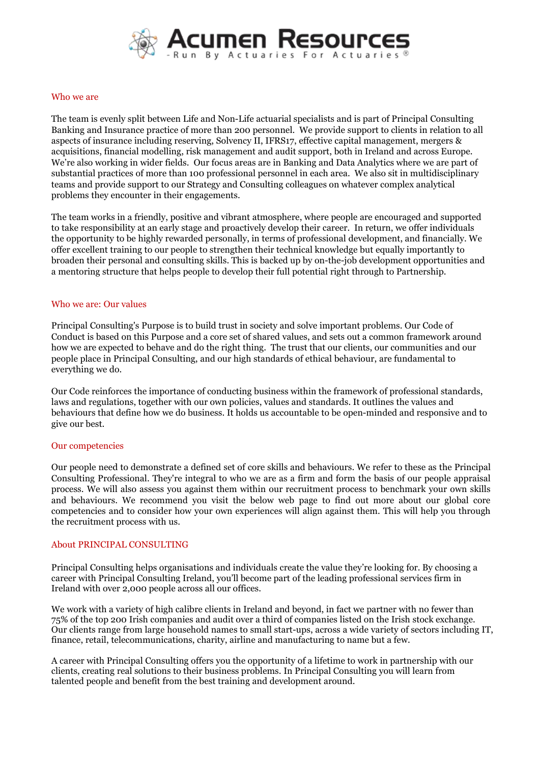## Who we are

The team is evenly split between Life and Non-Life actuarial specialists and is part of Principal Consulting Banking and Insurance practice of more than 200 personnel. We provide support to clients in relation to all aspects of insurance including reserving, Solvency II, IFRS17, effective capital management, mergers & acquisitions, financial modelling, risk management and audit support, both in Ireland and across Europe. We're also working in wider fields. Our focus areas are in Banking and Data Analytics where we are part of substantial practices of more than 100 professional personnel in each area. We also sit in multidisciplinary teams and provide support to our Strategy and Consulting colleagues on whatever complex analytical problems they encounter in their engagements.

The team works in a friendly, positive and vibrant atmosphere, where people are encouraged and supported to take responsibility at an early stage and proactively develop their career. In return, we offer individuals the opportunity to be highly rewarded personally, in terms of professional development, and financially. We offer excellent training to our people to strengthen their technical knowledge but equally importantly to broaden their personal and consulting skills. This is backed up by on-the-job development opportunities and a mentoring structure that helps people to develop their full potential right through to Partnership.

## Who we are: Our values

Principal Consulting's Purpose is to build trust in society and solve important problems. Our Code of Conduct is based on this Purpose and a core set of shared values, and sets out a common framework around how we are expected to behave and do the right thing. The trust that our clients, our communities and our people place in Principal Consulting, and our high standards of ethical behaviour, are fundamental to everything we do.

Our Code reinforces the importance of conducting business within the framework of professional standards, laws and regulations, together with our own policies, values and standards. It outlines the values and behaviours that define how we do business. It holds us accountable to be open-minded and responsive and to give our best.

## Our competencies

Our people need to demonstrate a defined set of core skills and behaviours. We refer to these as the Principal Consulting Professional. They're integral to who we are as a firm and form the basis of our people appraisal process. We will also assess you against them within our recruitment process to benchmark your own skills and behaviours. We recommend you visit the below web page to find out more about our global core competencies and to consider how your own experiences will align against them. This will help you through the recruitment process with us.

## About PRINCIPAL CONSULTING

Principal Consulting helps organisations and individuals create the value they're looking for. By choosing a career with Principal Consulting Ireland, you'll become part of the leading professional services firm in Ireland with over 2,000 people across all our offices.

We work with a variety of high calibre clients in Ireland and beyond, in fact we partner with no fewer than 75% of the top 200 Irish companies and audit over a third of companies listed on the Irish stock exchange. Our clients range from large household names to small start-ups, across a wide variety of sectors including IT, finance, retail, telecommunications, charity, airline and manufacturing to name but a few.

A career with Principal Consulting offers you the opportunity of a lifetime to work in partnership with our clients, creating real solutions to their business problems. In Principal Consulting you will learn from talented people and benefit from the best training and development around.